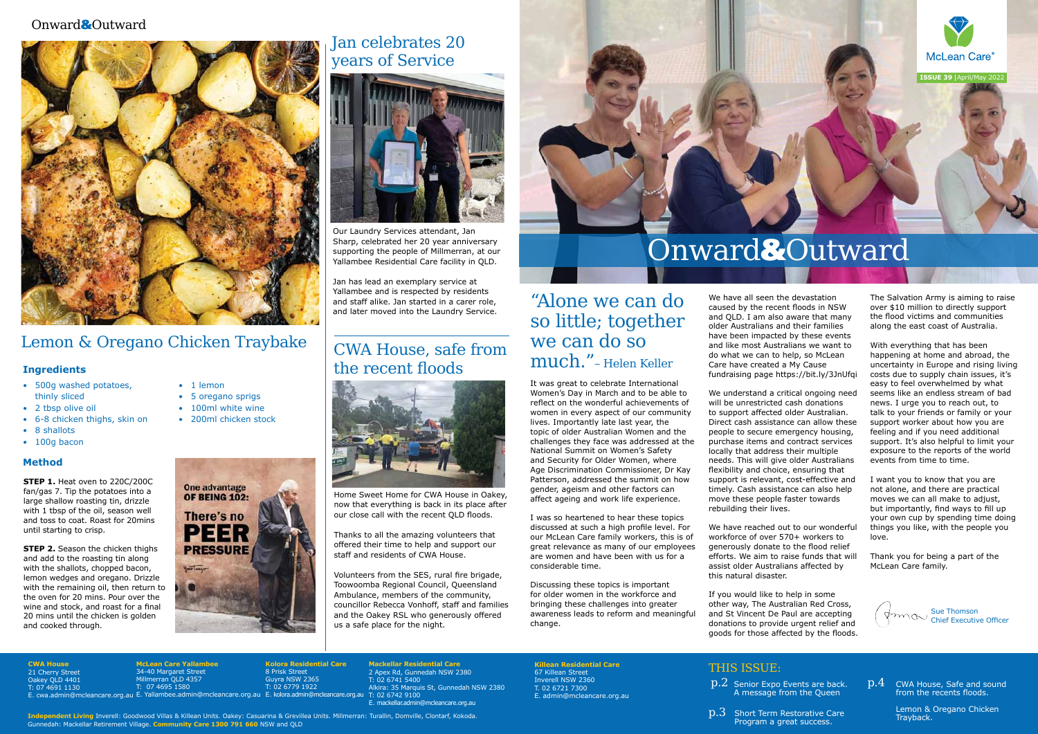# Onward&Outward

McLean Care®

**ISSUE 39** | April/May 2022

## "Alone we can do so little; together we can do so much." – Helen Keller

It was great to celebrate International Women's Day in March and to be able to reflect on the wonderful achievements of women in every aspect of our community lives. Importantly late last year, the topic of older Australian Women and the challenges they face was addressed at the National Summit on Women's Safety and Security for Older Women, where Age Discrimination Commissioner, Dr Kay Patterson, addressed the summit on how gender, ageism and other factors can affect ageing and work life experience.

I was so heartened to hear these topics discussed at such a high profile level. For our McLean Care family workers, this is of great relevance as many of our employees are women and have been with us for a considerable time.

Discussing these topics is important for older women in the workforce and bringing these challenges into greater awareness leads to reform and meaningful change.

We have all seen the devastation caused by the recent floods in NSW and QLD. I am also aware that many older Australians and their families have been impacted by these events and like most Australians we want to do what we can to help, so McLean Care have created a My Cause fundraising page https://bit.ly/3JnUfqi

We understand a critical ongoing need will be unrestricted cash donations to support affected older Australian. Direct cash assistance can allow these people to secure emergency housing, purchase items and contract services locally that address their multiple needs. This will give older Australians flexibility and choice, ensuring that support is relevant, cost-effective and timely. Cash assistance can also help move these people faster towards rebuilding their lives.

We have reached out to our wonderful workforce of over 570+ workers to generously donate to the flood relief efforts. We aim to raise funds that will assist older Australians affected by this natural disaster.

If you would like to help in some other way, The Australian Red Cross, and St Vincent De Paul are accepting donations to provide urgent relief and goods for those affected by the floods.

The Salvation Army is aiming to raise over $10 million to directly support the flood victims and communities along the east coast of Australia.

With everything that has been happening at home and abroad, the uncertainty in Europe and rising living costs due to supply chain issues, it's easy to feel overwhelmed by what seems like an endless stream of bad news. I urge you to reach out, to talk to your friends or family or your support worker about how you are feeling and if you need additional support. It's also helpful to limit your exposure to the reports of the world events from time to time.

I want you to know that you are not alone, and there are practical moves we can all make to adjust, but importantly, find ways to fill up your own cup by spending time doing things you like, with the people you love.

Thank you for being a part of the McLean Care family.

Sue Thomson
Chief Executive Officer

## THIS ISSUE:

- p.2 Senior Expo Events are back. A message from the Queen
- p.3 Short Term Restorative Care Program a great success.
- p.4 CWA House, Safe and sound from the recents floods. Lemon & Oregano Chicken Trayback.

## Jan celebrates 20 years of Service

Our Laundry Services attendant, Jan Sharp, celebrated her 20 year anniversary supporting the people of Millmerran, at our Yallambee Residential Care facility in QLD.

Jan has lead an exemplary service at Yallambee and is respected by residents and staff alike. Jan started in a carer role, and later moved into the Laundry Service.

## CWA House, safe from the recent floods

Home Sweet Home for CWA House in Oakey, now that everything is back in its place after our close call with the recent QLD floods.

Thanks to all the amazing volunteers that offered their time to help and support our staff and residents of CWA House.

Volunteers from the SES, rural fire brigade, Toowoomba Regional Council, Queensland Ambulance, members of the community, councillor Rebecca Vonhoff, staff and families and the Oakey RSL who generously offered us a safe place for the night.

## Lemon & Oregano Chicken Traybake

### Ingredients

- 500g washed potatoes, thinly sliced
- 2 tbsp olive oil
- 6-8 chicken thighs, skin on
- 8 shallots
- 100g bacon
- 1 lemon
- 5 oregano sprigs
- 100ml white wine
- 200ml chicken stock

### Method

**STEP 1.** Heat oven to 220C/200C fan/gas 7. Tip the potatoes into a large shallow roasting tin, drizzle with 1 tbsp of the oil, season well and toss to coat. Roast for 20mins until starting to crisp.

**STEP 2.** Season the chicken thighs and add to the roasting tin along with the shallots, chopped bacon, lemon wedges and oregano. Drizzle with the remaining oil, then return to the oven for 20 mins. Pour over the wine and stock, and roast for a final 20 mins until the chicken is golden and cooked through.

One advantage OF BEING 102: There's no PEER PRESSURE

**CWA House**
21 Cherry Street
Oakey QLD 4401
T: 07 4691 1130
E. cwa.admin@mcleancare.org.au

**McLean Care Yallambee**
34-40 Margaret Street
Millmerran QLD 4357
T: 07 4695 1580
E. Yallambee.admin@mcleancare.org.au

**Kolora Residential Care**
8 Prisk Street
Guyra NSW 2365
T: 02 6779 1922
E. kolora.admin@mcleancare.org.au

**Mackellar Residential Care**
2 Apex Rd, Gunnedah NSW 2380
T: 02 6741 5400
Alkira: 35 Marquis St, Gunnedah NSW 2380
T: 02 6742 9100
E. mackellar.admin@mcleancare.org.au

**Killean Residential Care**
67 Killean Street
Inverell NSW 2360
T. 02 6721 7300
E. admin@mcleancare.org.au

**Independent Living** Inverell: Goodwood Villas & Killean Units. Oakey: Casuarina & Grevillea Units. Millmerran: Turallin, Domville, Clontarf, Kokoda. Gunnedah: Mackellar Retirement Village. **Community Care 1300 791 660** NSW and QLD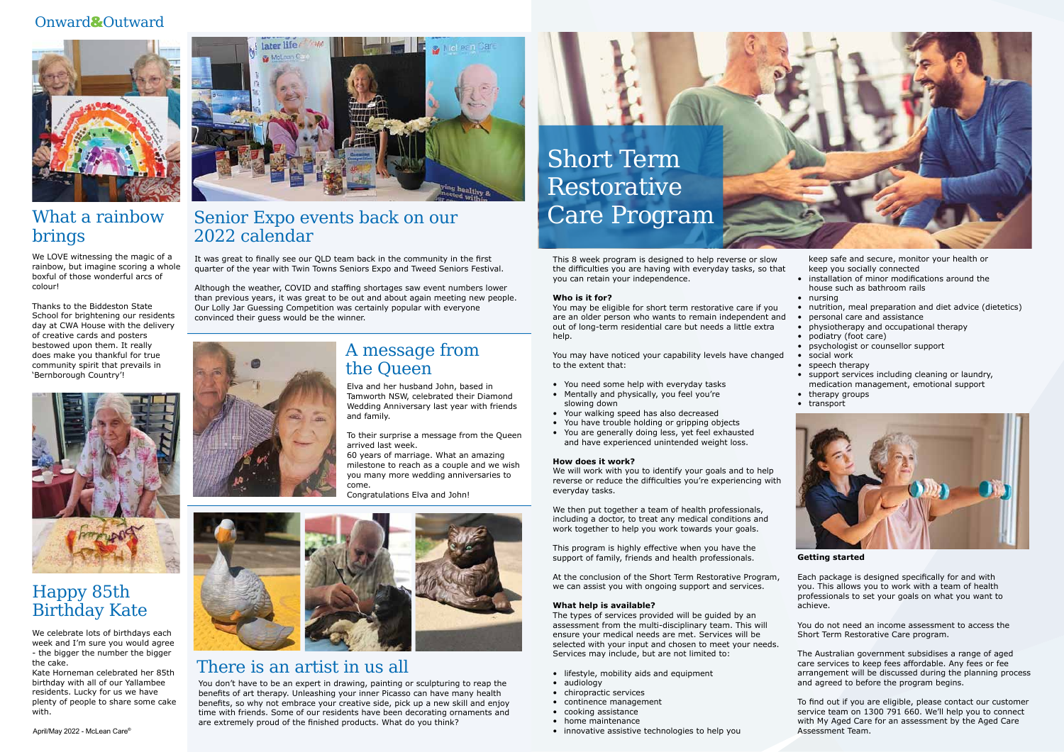Onward&Outward

## What a rainbow brings

We LOVE witnessing the magic of a rainbow, but imagine scoring a whole boxful of those wonderful arcs of colour!

Thanks to the Biddeston State School for brightening our residents day at CWA House with the delivery of creative cards and posters bestowed upon them. It really does make you thankful for true community spirit that prevails in 'Bernborough Country'!

## Happy 85th Birthday Kate

We celebrate lots of birthdays each week and I'm sure you would agree - the bigger the number the bigger the cake.

Kate Horneman celebrated her 85th birthday with all of our Yallambee residents. Lucky for us we have plenty of people to share some cake with.

## Senior Expo events back on our 2022 calendar

It was great to finally see our QLD team back in the community in the first quarter of the year with Twin Towns Seniors Expo and Tweed Seniors Festival.

Although the weather, COVID and staffing shortages saw event numbers lower than previous years, it was great to be out and about again meeting new people. Our Lolly Jar Guessing Competition was certainly popular with everyone convinced their guess would be the winner.

## A message from the Queen

Elva and her husband John, based in Tamworth NSW, celebrated their Diamond Wedding Anniversary last year with friends and family.

To their surprise a message from the Queen arrived last week.

60 years of marriage. What an amazing milestone to reach as a couple and we wish you many more wedding anniversaries to come.

Congratulations Elva and John!

## There is an artist in us all

You don't have to be an expert in drawing, painting or sculpturing to reap the benefits of art therapy. Unleashing your inner Picasso can have many health benefits, so why not embrace your creative side, pick up a new skill and enjoy time with friends. Some of our residents have been decorating ornaments and are extremely proud of the finished products. What do you think?

# Short Term Restorative Care Program

This 8 week program is designed to help reverse or slow the difficulties you are having with everyday tasks, so that you can retain your independence.

**Who is it for?**

You may be eligible for short term restorative care if you are an older person who wants to remain independent and out of long-term residential care but needs a little extra help.

You may have noticed your capability levels have changed to the extent that:

- You need some help with everyday tasks
- Mentally and physically, you feel you're slowing down
- Your walking speed has also decreased
- You have trouble holding or gripping objects
- You are generally doing less, yet feel exhausted and have experienced unintended weight loss.

**How does it work?**

We will work with you to identify your goals and to help reverse or reduce the difficulties you're experiencing with everyday tasks.

We then put together a team of health professionals, including a doctor, to treat any medical conditions and work together to help you work towards your goals.

This program is highly effective when you have the support of family, friends and health professionals.

At the conclusion of the Short Term Restorative Program, we can assist you with ongoing support and services.

**What help is available?**

The types of services provided will be guided by an assessment from the multi-disciplinary team. This will ensure your medical needs are met. Services will be selected with your input and chosen to meet your needs. Services may include, but are not limited to:

- lifestyle, mobility aids and equipment
- audiology
- chiropractic services
- continence management
- cooking assistance
- home maintenance
- innovative assistive technologies to help you keep safe and secure, monitor your health or keep you socially connected
- installation of minor modifications around the house such as bathroom rails
- nursing
- nutrition, meal preparation and diet advice (dietetics)
- personal care and assistance
- physiotherapy and occupational therapy
- podiatry (foot care)
- psychologist or counsellor support
- social work
- speech therapy
- support services including cleaning or laundry, medication management, emotional support
- therapy groups
- transport

**Getting started**

Each package is designed specifically for and with you. This allows you to work with a team of health professionals to set your goals on what you want to achieve.

You do not need an income assessment to access the Short Term Restorative Care program.

The Australian government subsidises a range of aged care services to keep fees affordable. Any fees or fee arrangement will be discussed during the planning process and agreed to before the program begins.

To find out if you are eligible, please contact our customer service team on 1300 791 660. We'll help you to connect with My Aged Care for an assessment by the Aged Care Assessment Team.